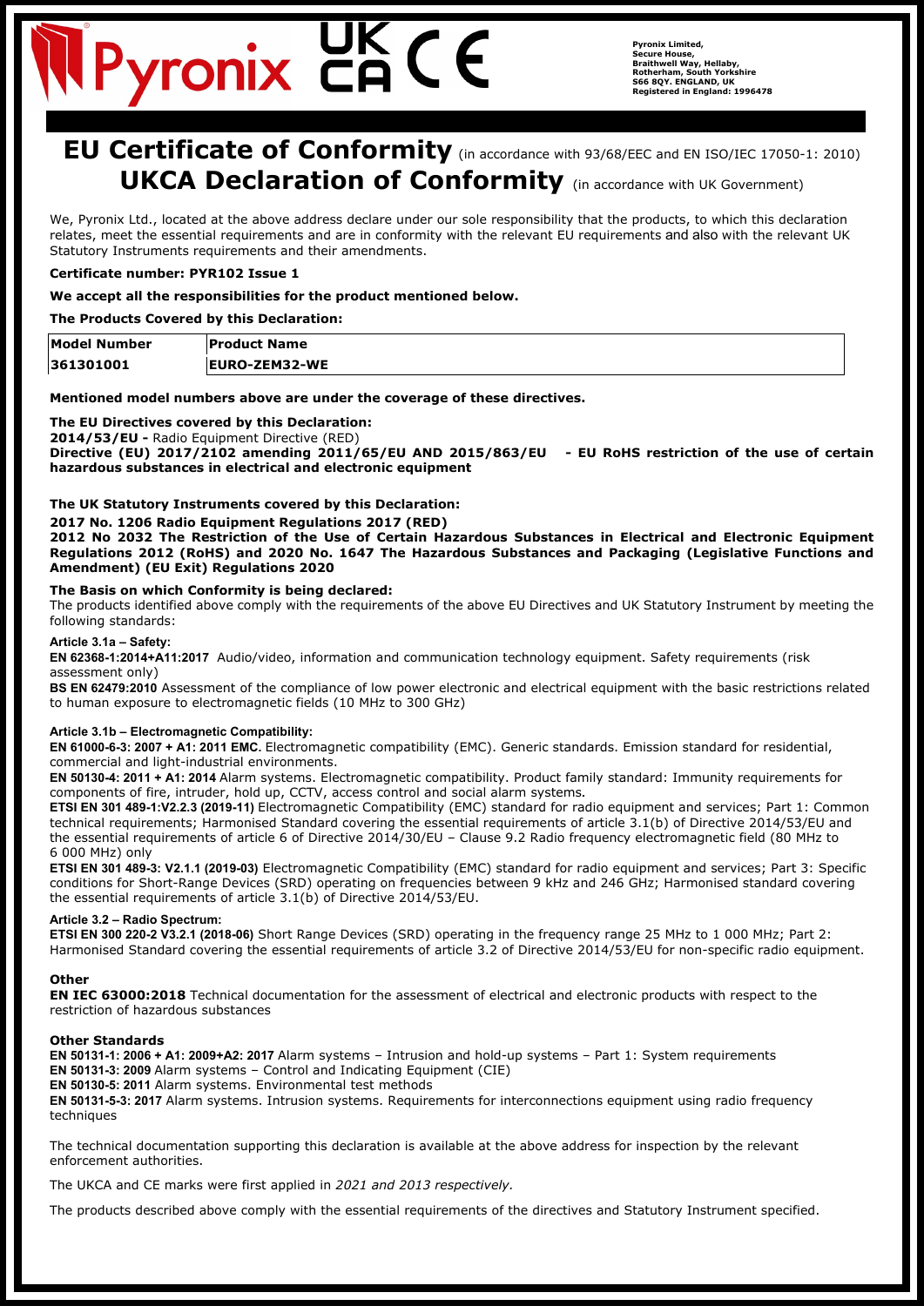Pyronix Limited,
Secure House,
Braithwell Way, Hellaby,
Rotherham, South Yorkshire
S66 8QY. ENGLAND, UK
Registered in England: 1996478

# EU Certificate of Conformity (in accordance with 93/68/EEC and EN ISO/IEC 17050-1: 2010)

# UKCA Declaration of Conformity (in accordance with UK Government)

We, Pyronix Ltd., located at the above address declare under our sole responsibility that the products, to which this declaration relates, meet the essential requirements and are in conformity with the relevant EU requirements and also with the relevant UK Statutory Instruments requirements and their amendments.

**Certificate number: PYR102 Issue 1**

**We accept all the responsibilities for the product mentioned below.**

**The Products Covered by this Declaration:**

| Model Number | Product Name |
|---|---|
| 361301001 | EURO-ZEM32-WE |

**Mentioned model numbers above are under the coverage of these directives.**

**The EU Directives covered by this Declaration:**
**2014/53/EU -** Radio Equipment Directive (RED)
**Directive (EU) 2017/2102 amending 2011/65/EU AND 2015/863/EU - EU RoHS restriction of the use of certain hazardous substances in electrical and electronic equipment**

**The UK Statutory Instruments covered by this Declaration:**
**2017 No. 1206 Radio Equipment Regulations 2017 (RED)**
**2012 No 2032 The Restriction of the Use of Certain Hazardous Substances in Electrical and Electronic Equipment Regulations 2012 (RoHS) and 2020 No. 1647 The Hazardous Substances and Packaging (Legislative Functions and Amendment) (EU Exit) Regulations 2020**

**The Basis on which Conformity is being declared:**
The products identified above comply with the requirements of the above EU Directives and UK Statutory Instrument by meeting the following standards:

**Article 3.1a – Safety:**
**EN 62368-1:2014+A11:2017** Audio/video, information and communication technology equipment. Safety requirements (risk assessment only)
**BS EN 62479:2010** Assessment of the compliance of low power electronic and electrical equipment with the basic restrictions related to human exposure to electromagnetic fields (10 MHz to 300 GHz)

**Article 3.1b – Electromagnetic Compatibility:**
**EN 61000-6-3: 2007 + A1: 2011 EMC.** Electromagnetic compatibility (EMC). Generic standards. Emission standard for residential, commercial and light-industrial environments.
**EN 50130-4: 2011 + A1: 2014** Alarm systems. Electromagnetic compatibility. Product family standard: Immunity requirements for components of fire, intruder, hold up, CCTV, access control and social alarm systems.
**ETSI EN 301 489-1:V2.2.3 (2019-11)** Electromagnetic Compatibility (EMC) standard for radio equipment and services; Part 1: Common technical requirements; Harmonised Standard covering the essential requirements of article 3.1(b) of Directive 2014/53/EU and the essential requirements of article 6 of Directive 2014/30/EU – Clause 9.2 Radio frequency electromagnetic field (80 MHz to 6 000 MHz) only
**ETSI EN 301 489-3: V2.1.1 (2019-03)** Electromagnetic Compatibility (EMC) standard for radio equipment and services; Part 3: Specific conditions for Short-Range Devices (SRD) operating on frequencies between 9 kHz and 246 GHz; Harmonised standard covering the essential requirements of article 3.1(b) of Directive 2014/53/EU.

**Article 3.2 – Radio Spectrum:**
**ETSI EN 300 220-2 V3.2.1 (2018-06)** Short Range Devices (SRD) operating in the frequency range 25 MHz to 1 000 MHz; Part 2: Harmonised Standard covering the essential requirements of article 3.2 of Directive 2014/53/EU for non-specific radio equipment.

**Other**
**EN IEC 63000:2018** Technical documentation for the assessment of electrical and electronic products with respect to the restriction of hazardous substances

**Other Standards**
**EN 50131-1: 2006 + A1: 2009+A2: 2017** Alarm systems – Intrusion and hold-up systems – Part 1: System requirements
**EN 50131-3: 2009** Alarm systems – Control and Indicating Equipment (CIE)
**EN 50130-5: 2011** Alarm systems. Environmental test methods
**EN 50131-5-3: 2017** Alarm systems. Intrusion systems. Requirements for interconnections equipment using radio frequency techniques

The technical documentation supporting this declaration is available at the above address for inspection by the relevant enforcement authorities.

The UKCA and CE marks were first applied in *2021 and 2013 respectively.*

The products described above comply with the essential requirements of the directives and Statutory Instrument specified.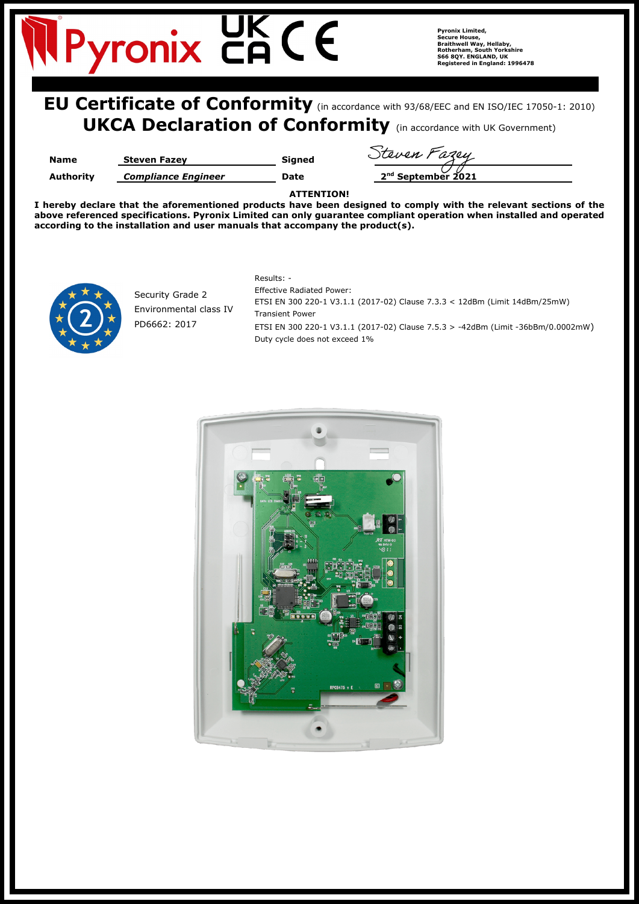Pyronix Limited,
Secure House,
Braithwell Way, Hellaby,
Rotherham, South Yorkshire
S66 8QY. ENGLAND, UK
Registered in England: 1996478

# EU Certificate of Conformity (in accordance with 93/68/EEC and EN ISO/IEC 17050-1: 2010)

## UKCA Declaration of Conformity (in accordance with UK Government)

| | | | |
|---|---|---|---|
| **Name** | **Steven Fazey** | **Signed** | Steven Fazey |
| **Authority** | ***Compliance Engineer*** | **Date** | **2nd September 2021** |

**ATTENTION!**

**I hereby declare that the aforementioned products have been designed to comply with the relevant sections of the above referenced specifications. Pyronix Limited can only guarantee compliant operation when installed and operated according to the installation and user manuals that accompany the product(s).**

Security Grade 2
Environmental class IV
PD6662: 2017

Results: -
Effective Radiated Power:
ETSI EN 300 220-1 V3.1.1 (2017-02) Clause 7.3.3 < 12dBm (Limit 14dBm/25mW)
Transient Power
ETSI EN 300 220-1 V3.1.1 (2017-02) Clause 7.5.3 > -42dBm (Limit -36bBm/0.0002mW)
Duty cycle does not exceed 1%